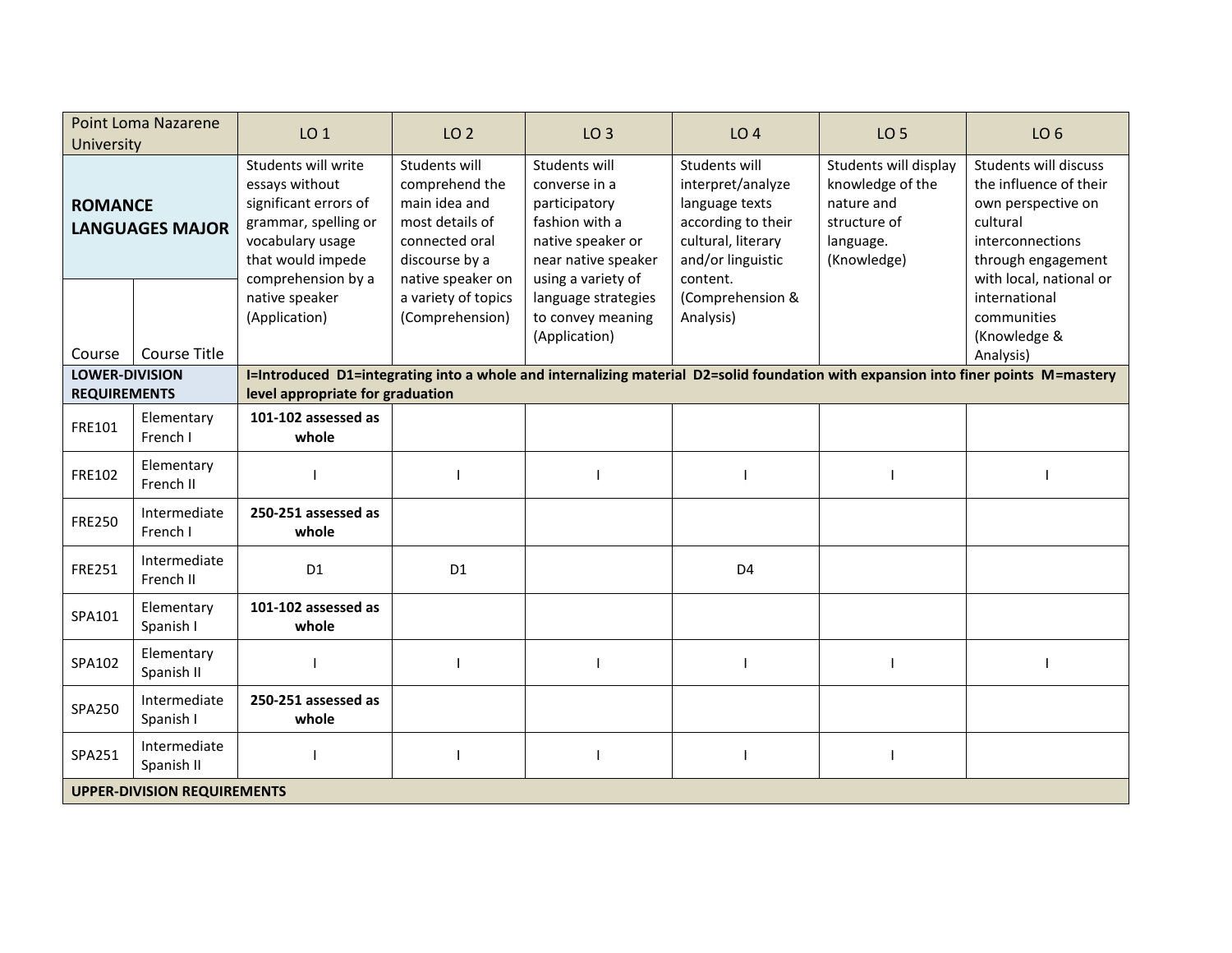| Point Loma Nazarene University | | LO 1 | LO 2 | LO 3 | LO 4 | LO 5 | LO 6 |
|---|---|---|---|---|---|---|---|
| **ROMANCE LANGUAGES MAJOR** | | Students will write essays without significant errors of grammar, spelling or vocabulary usage that would impede comprehension by a native speaker (Application) | Students will comprehend the main idea and most details of connected oral discourse by a native speaker on a variety of topics (Comprehension) | Students will converse in a participatory fashion with a native speaker or near native speaker using a variety of language strategies to convey meaning (Application) | Students will interpret/analyze language texts according to their cultural, literary and/or linguistic content. (Comprehension & Analysis) | Students will display knowledge of the nature and structure of language. (Knowledge) | Students will discuss the influence of their own perspective on cultural interconnections through engagement with local, national or international communities (Knowledge & Analysis) |
| Course | Course Title | | | | | | |
| **LOWER-DIVISION REQUIREMENTS** | | **I=Introduced D1=integrating into a whole and internalizing material D2=solid foundation with expansion into finer points M=mastery level appropriate for graduation** | | | | | |
| FRE101 | Elementary French I | **101-102 assessed as whole** | | | | | |
| FRE102 | Elementary French II | I | I | I | I | I | I |
| FRE250 | Intermediate French I | **250-251 assessed as whole** | | | | | |
| FRE251 | Intermediate French II | D1 | D1 | | D4 | | |
| SPA101 | Elementary Spanish I | **101-102 assessed as whole** | | | | | |
| SPA102 | Elementary Spanish II | I | I | I | I | I | I |
| SPA250 | Intermediate Spanish I | **250-251 assessed as whole** | | | | | |
| SPA251 | Intermediate Spanish II | I | I | I | I | I | |
| **UPPER-DIVISION REQUIREMENTS** | | | | | | | |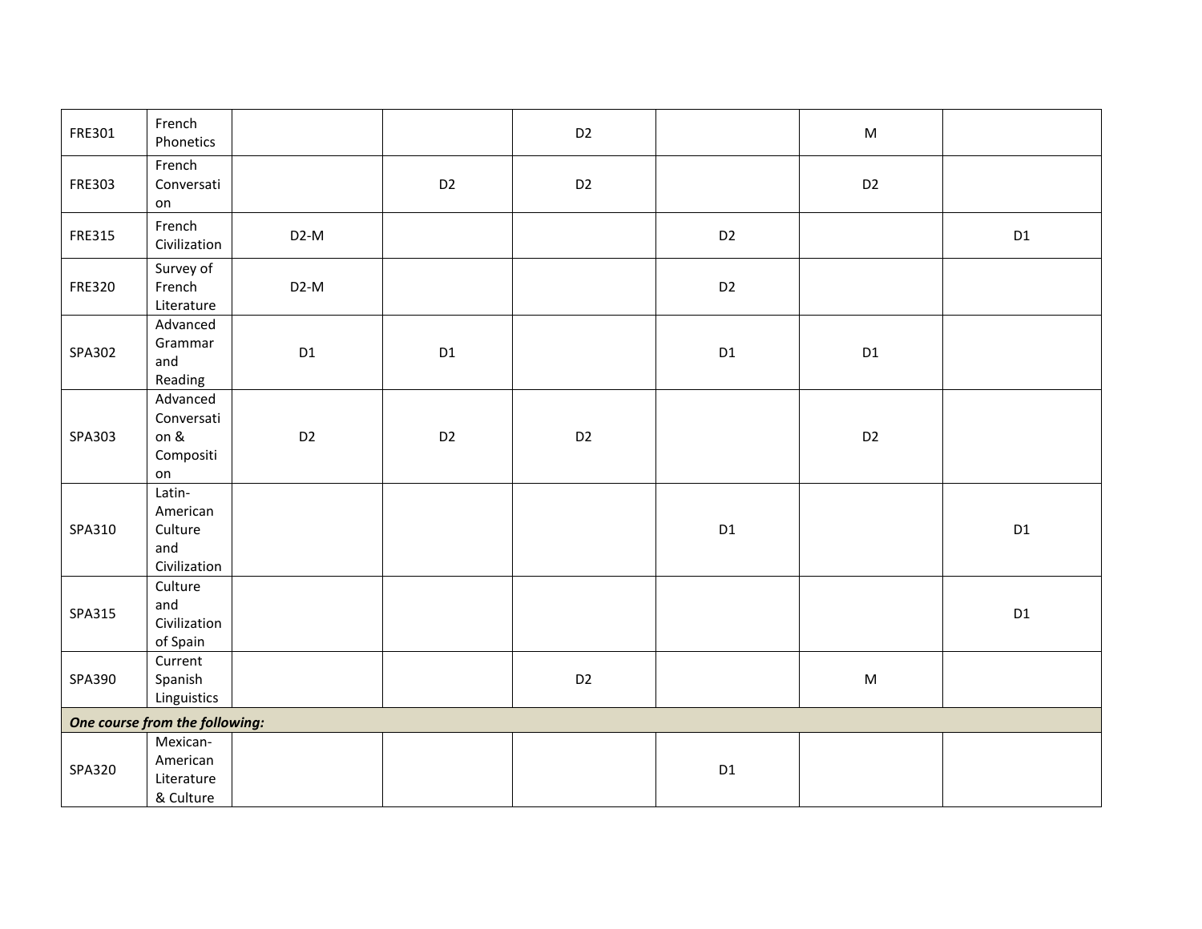| FRE301 | French Phonetics | | | D2 | | M | |
|---|---|---|---|---|---|---|---|
| FRE303 | French Conversation | | D2 | D2 | | D2 | |
| FRE315 | French Civilization | D2-M | | | D2 | | D1 |
| FRE320 | Survey of French Literature | D2-M | | | D2 | | |
| SPA302 | Advanced Grammar and Reading | D1 | D1 | | D1 | D1 | |
| SPA303 | Advanced Conversation & Composition | D2 | D2 | D2 | | D2 | |
| SPA310 | Latin-American Culture and Civilization | | | | D1 | | D1 |
| SPA315 | Culture and Civilization of Spain | | | | | | D1 |
| SPA390 | Current Spanish Linguistics | | | D2 | | M | |
| ***One course from the following:*** | | | | | | | |
| SPA320 | Mexican-American Literature & Culture | | | | D1 | | |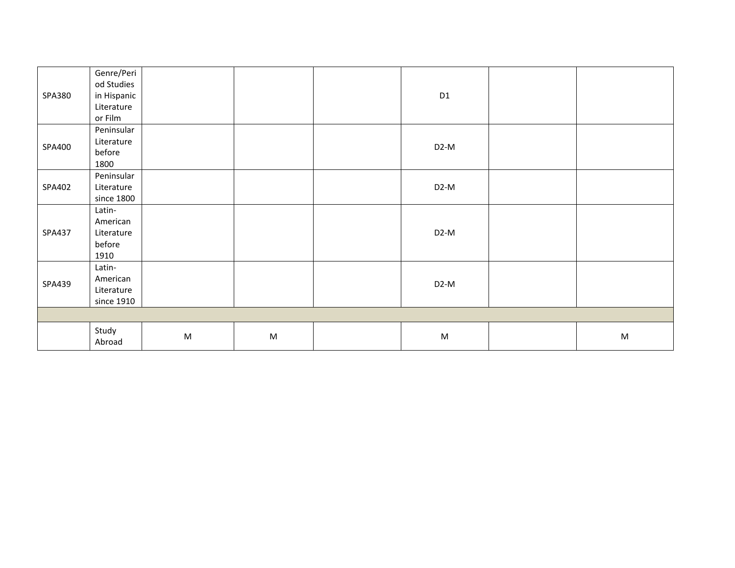| | | | | | | | |
|---|---|---|---|---|---|---|---|
| SPA380 | Genre/Period Studies in Hispanic Literature or Film | | | | D1 | | |
| SPA400 | Peninsular Literature before 1800 | | | | D2-M | | |
| SPA402 | Peninsular Literature since 1800 | | | | D2-M | | |
| SPA437 | Latin-American Literature before 1910 | | | | D2-M | | |
| SPA439 | Latin-American Literature since 1910 | | | | D2-M | | |
| | | | | | | | |
| | Study Abroad | M | M | | M | | M |